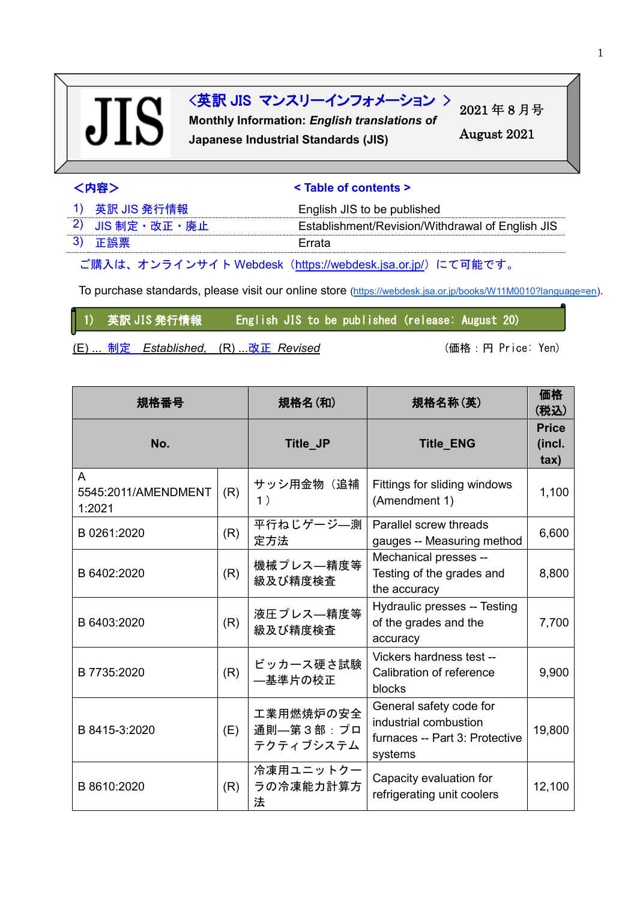# JIS ＜英訳 JIS マンスリーインフォメーション ＞

**Monthly Information: *English translations of* Japanese Industrial Standards (JIS)**

2021 年 8 月号

August 2021

＜内容＞ / < Table of contents >

| | |
|---|---|
| 1) 英訳 JIS 発行情報 | English JIS to be published |
| 2) JIS 制定・改正・廃止 | Establishment/Revision/Withdrawal of English JIS |
| 3) 正誤票 | Errata |

ご購入は、オンラインサイト Webdesk（https://webdesk.jsa.or.jp/）にて可能です。

To purchase standards, please visit our online store (https://webdesk.jsa.or.jp/books/W11M0010?language=en).

## 1) 英訳 JIS 発行情報　English JIS to be published (release: August 20)

(E) ... 制定 *Established*, (R) ...改正 *Revised*

（価格：円 Price: Yen）

| 規格番号 | | 規格名(和) | 規格名称(英) | 価格(税込) |
|---|---|---|---|---|
| **No.** | | **Title_JP** | **Title_ENG** | **Price (incl. tax)** |
| A 5545:2011/AMENDMENT 1:2021 | (R) | サッシ用金物（追補１） | Fittings for sliding windows (Amendment 1) | 1,100 |
| B 0261:2020 | (R) | 平行ねじゲージ—測定方法 | Parallel screw threads gauges -- Measuring method | 6,600 |
| B 6402:2020 | (R) | 機械プレス—精度等級及び精度検査 | Mechanical presses -- Testing of the grades and the accuracy | 8,800 |
| B 6403:2020 | (R) | 液圧プレス—精度等級及び精度検査 | Hydraulic presses -- Testing of the grades and the accuracy | 7,700 |
| B 7735:2020 | (R) | ビッカース硬さ試験—基準片の校正 | Vickers hardness test -- Calibration of reference blocks | 9,900 |
| B 8415-3:2020 | (E) | 工業用燃焼炉の安全通則—第３部：プロテクティブシステム | General safety code for industrial combustion furnaces -- Part 3: Protective systems | 19,800 |
| B 8610:2020 | (R) | 冷凍用ユニットクーラの冷凍能力計算方法 | Capacity evaluation for refrigerating unit coolers | 12,100 |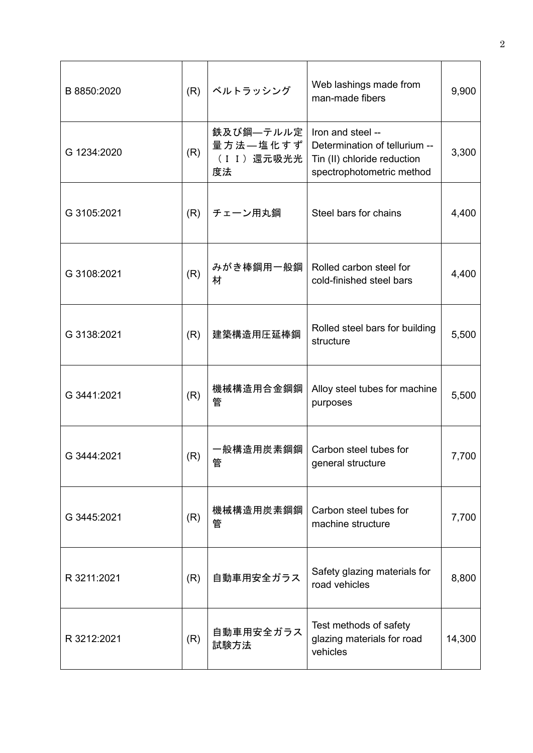| B 8850:2020 | (R) | ベルトラッシング | Web lashings made from man-made fibers | 9,900 |
|---|---|---|---|---|
| G 1234:2020 | (R) | 鉄及び鋼—テルル定量方法—塩化すず（ＩＩ）還元吸光光度法 | Iron and steel -- Determination of tellurium -- Tin (II) chloride reduction spectrophotometric method | 3,300 |
| G 3105:2021 | (R) | チェーン用丸鋼 | Steel bars for chains | 4,400 |
| G 3108:2021 | (R) | みがき棒鋼用一般鋼材 | Rolled carbon steel for cold-finished steel bars | 4,400 |
| G 3138:2021 | (R) | 建築構造用圧延棒鋼 | Rolled steel bars for building structure | 5,500 |
| G 3441:2021 | (R) | 機械構造用合金鋼鋼管 | Alloy steel tubes for machine purposes | 5,500 |
| G 3444:2021 | (R) | 一般構造用炭素鋼鋼管 | Carbon steel tubes for general structure | 7,700 |
| G 3445:2021 | (R) | 機械構造用炭素鋼鋼管 | Carbon steel tubes for machine structure | 7,700 |
| R 3211:2021 | (R) | 自動車用安全ガラス | Safety glazing materials for road vehicles | 8,800 |
| R 3212:2021 | (R) | 自動車用安全ガラス試験方法 | Test methods of safety glazing materials for road vehicles | 14,300 |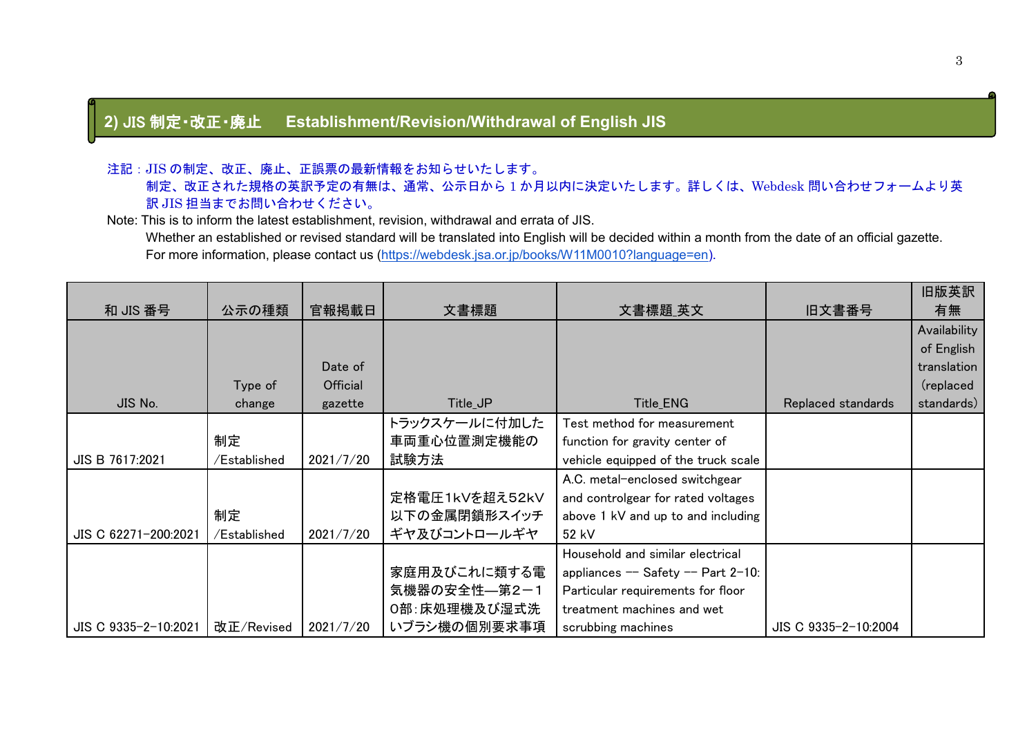## 2) JIS 制定・改正・廃止　Establishment/Revision/Withdrawal of English JIS

注記：JIS の制定、改正、廃止、正誤票の最新情報をお知らせいたします。
制定、改正された規格の英訳予定の有無は、通常、公示日から 1 か月以内に決定いたします。詳しくは、Webdesk 問い合わせフォームより英訳 JIS 担当までお問い合わせください。

Note: This is to inform the latest establishment, revision, withdrawal and errata of JIS.
Whether an established or revised standard will be translated into English will be decided within a month from the date of an official gazette.
For more information, please contact us (https://webdesk.jsa.or.jp/books/W11M0010?language=en).

| 和 JIS 番号 | 公示の種類 | 官報掲載日 | 文書標題 | 文書標題_英文 | 旧文書番号 | 旧版英訳有無 |
|---|---|---|---|---|---|---|
| JIS No. | Type of change | Date of Official gazette | Title_JP | Title_ENG | Replaced standards | Availability of English translation (replaced standards) |
| JIS B 7617:2021 | 制定/Established | 2021/7/20 | トラックスケールに付加した車両重心位置測定機能の試験方法 | Test method for measurement function for gravity center of vehicle equipped of the truck scale | | |
| JIS C 62271-200:2021 | 制定/Established | 2021/7/20 | 定格電圧1kVを超え52kV以下の金属閉鎖形スイッチギヤ及びコントロールギヤ | A.C. metal-enclosed switchgear and controlgear for rated voltages above 1 kV and up to and including 52 kV | | |
| JIS C 9335-2-10:2021 | 改正/Revised | 2021/7/20 | 家庭用及びこれに類する電気機器の安全性―第2－10部:床処理機及び湿式洗いブラシ機の個別要求事項 | Household and similar electrical appliances -- Safety -- Part 2-10: Particular requirements for floor treatment machines and wet scrubbing machines | JIS C 9335-2-10:2004 | |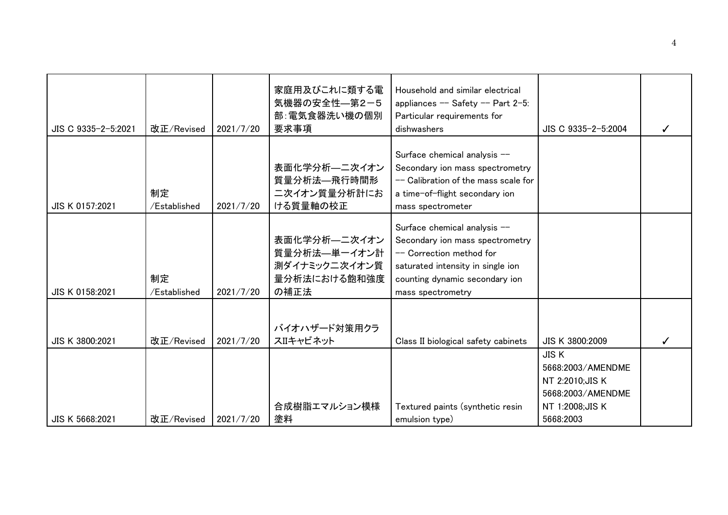| | | | | | | |
|---|---|---|---|---|---|---|
| JIS C 9335-2-5:2021 | 改正/Revised | 2021/7/20 | 家庭用及びこれに類する電気機器の安全性―第2－5部：電気食器洗い機の個別要求事項 | Household and similar electrical appliances -- Safety -- Part 2-5: Particular requirements for dishwashers | JIS C 9335-2-5:2004 | ✓ |
| JIS K 0157:2021 | 制定/Established | 2021/7/20 | 表面化学分析―二次イオン質量分析法―飛行時間形二次イオン質量分析計における質量軸の校正 | Surface chemical analysis -- Secondary ion mass spectrometry -- Calibration of the mass scale for a time-of-flight secondary ion mass spectrometer | | |
| JIS K 0158:2021 | 制定/Established | 2021/7/20 | 表面化学分析―二次イオン質量分析法―単一イオン計測ダイナミック二次イオン質量分析法における飽和強度の補正法 | Surface chemical analysis -- Secondary ion mass spectrometry -- Correction method for saturated intensity in single ion counting dynamic secondary ion mass spectrometry | | |
| JIS K 3800:2021 | 改正/Revised | 2021/7/20 | バイオハザード対策用クラスIIキャビネット | Class II biological safety cabinets | JIS K 3800:2009 | ✓ |
| JIS K 5668:2021 | 改正/Revised | 2021/7/20 | 合成樹脂エマルション模様塗料 | Textured paints (synthetic resin emulsion type) | JIS K 5668:2003/AMENDMENT 2:2010;JIS K 5668:2003/AMENDMENT 1:2008;JIS K 5668:2003 | |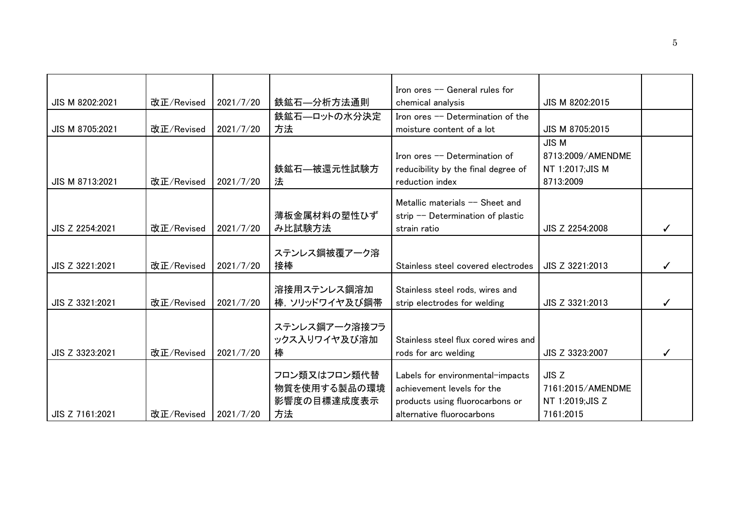| | | | | | | |
|---|---|---|---|---|---|---|
| JIS M 8202:2021 | 改正/Revised | 2021/7/20 | 鉄鉱石—分析方法通則 | Iron ores -- General rules for chemical analysis | JIS M 8202:2015 | |
| JIS M 8705:2021 | 改正/Revised | 2021/7/20 | 鉄鉱石—ロットの水分決定方法 | Iron ores -- Determination of the moisture content of a lot | JIS M 8705:2015 | |
| JIS M 8713:2021 | 改正/Revised | 2021/7/20 | 鉄鉱石—被還元性試験方法 | Iron ores -- Determination of reducibility by the final degree of reduction index | JIS M 8713:2009/AMENDMENT 1:2017;JIS M 8713:2009 | |
| JIS Z 2254:2021 | 改正/Revised | 2021/7/20 | 薄板金属材料の塑性ひずみ比試験方法 | Metallic materials -- Sheet and strip -- Determination of plastic strain ratio | JIS Z 2254:2008 | ✓ |
| JIS Z 3221:2021 | 改正/Revised | 2021/7/20 | ステンレス鋼被覆アーク溶接棒 | Stainless steel covered electrodes | JIS Z 3221:2013 | ✓ |
| JIS Z 3321:2021 | 改正/Revised | 2021/7/20 | 溶接用ステンレス鋼溶加棒，ソリッドワイヤ及び鋼帯 | Stainless steel rods, wires and strip electrodes for welding | JIS Z 3321:2013 | ✓ |
| JIS Z 3323:2021 | 改正/Revised | 2021/7/20 | ステンレス鋼アーク溶接フラックス入りワイヤ及び溶加棒 | Stainless steel flux cored wires and rods for arc welding | JIS Z 3323:2007 | ✓ |
| JIS Z 7161:2021 | 改正/Revised | 2021/7/20 | フロン類又はフロン類代替物質を使用する製品の環境影響度の目標達成度表示方法 | Labels for environmental-impacts achievement levels for the products using fluorocarbons or alternative fluorocarbons | JIS Z 7161:2015/AMENDMENT 1:2019;JIS Z 7161:2015 | |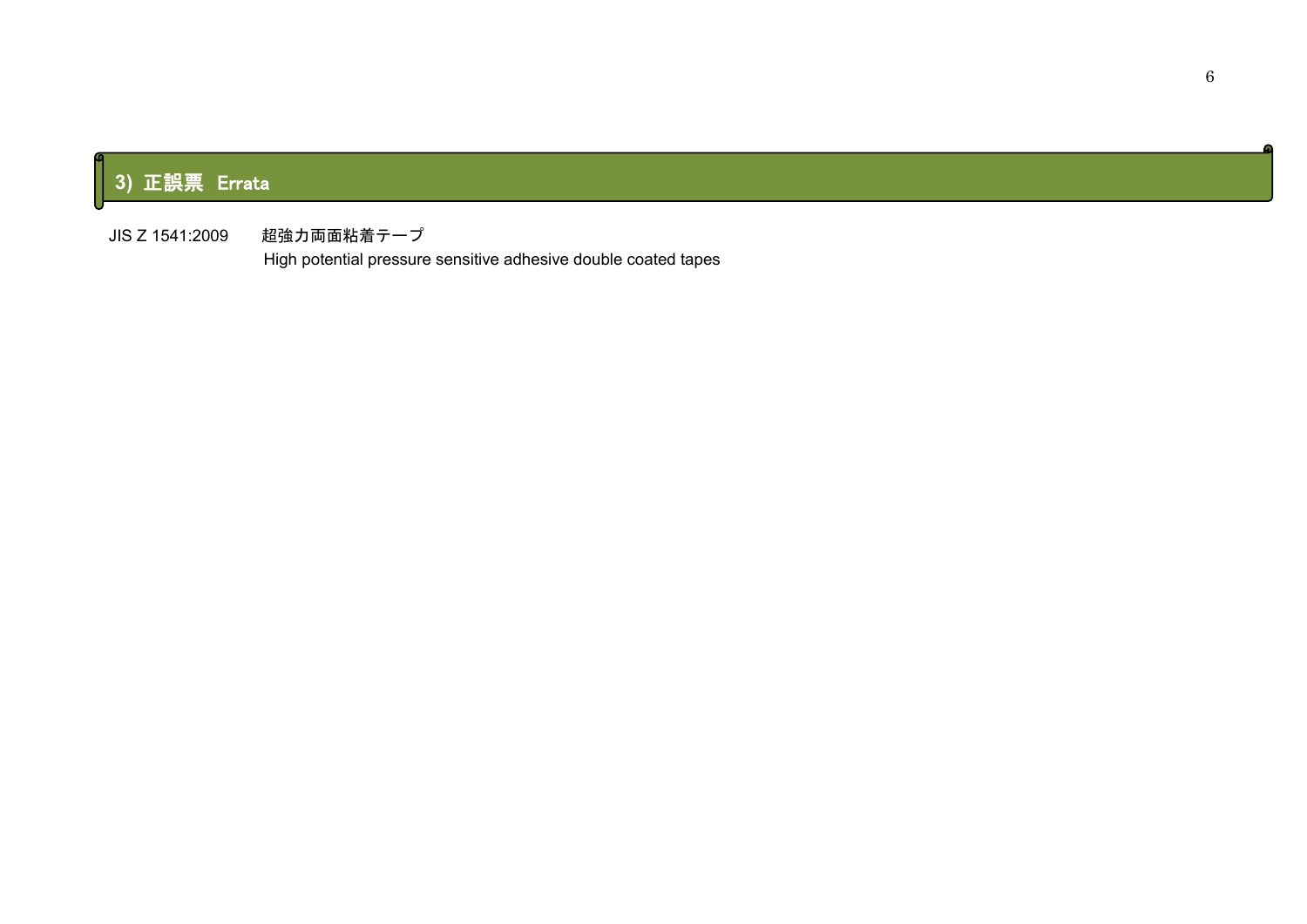## 3) 正誤票 Errata

JIS Z 1541:2009　　超強力両面粘着テープ

High potential pressure sensitive adhesive double coated tapes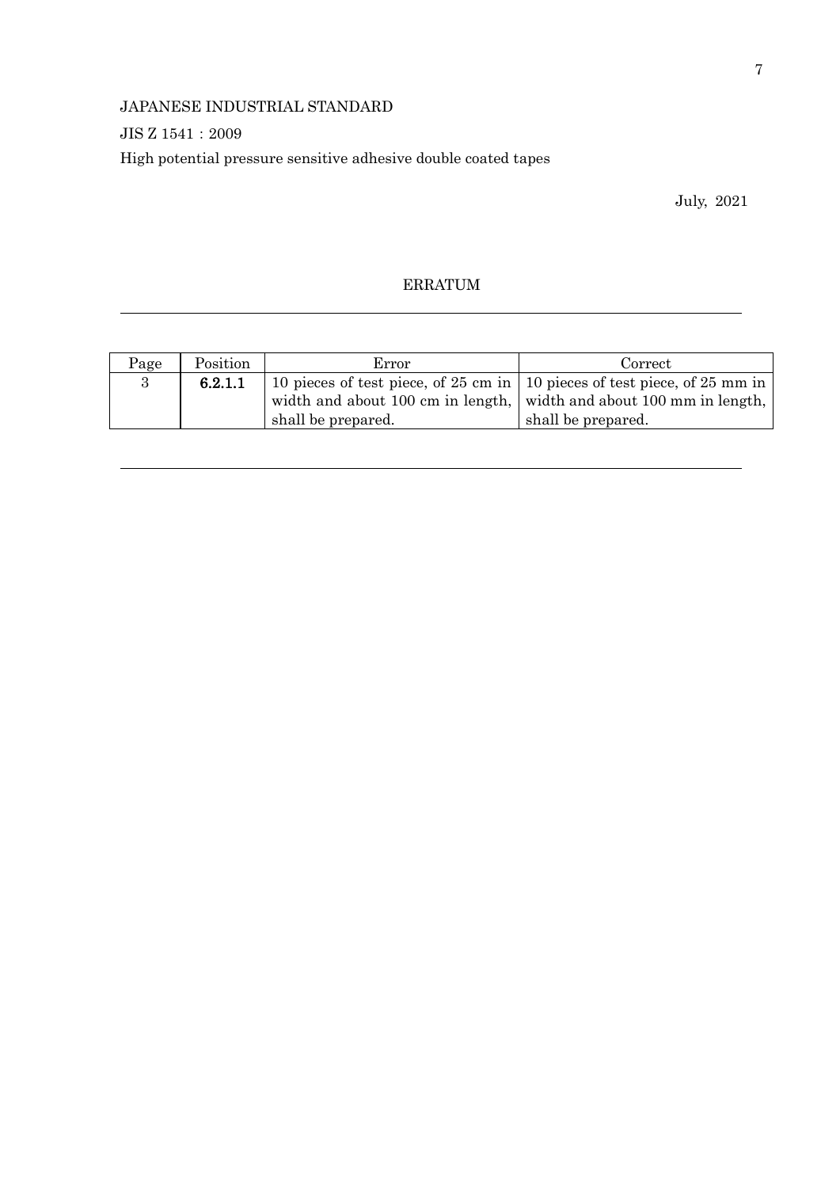JAPANESE INDUSTRIAL STANDARD

JIS Z 1541 : 2009

High potential pressure sensitive adhesive double coated tapes

July, 2021

## ERRATUM

| Page | Position | Error | Correct |
| --- | --- | --- | --- |
| 3 | **6.2.1.1** | 10 pieces of test piece, of 25 cm in width and about 100 cm in length, shall be prepared. | 10 pieces of test piece, of 25 mm in width and about 100 mm in length, shall be prepared. |